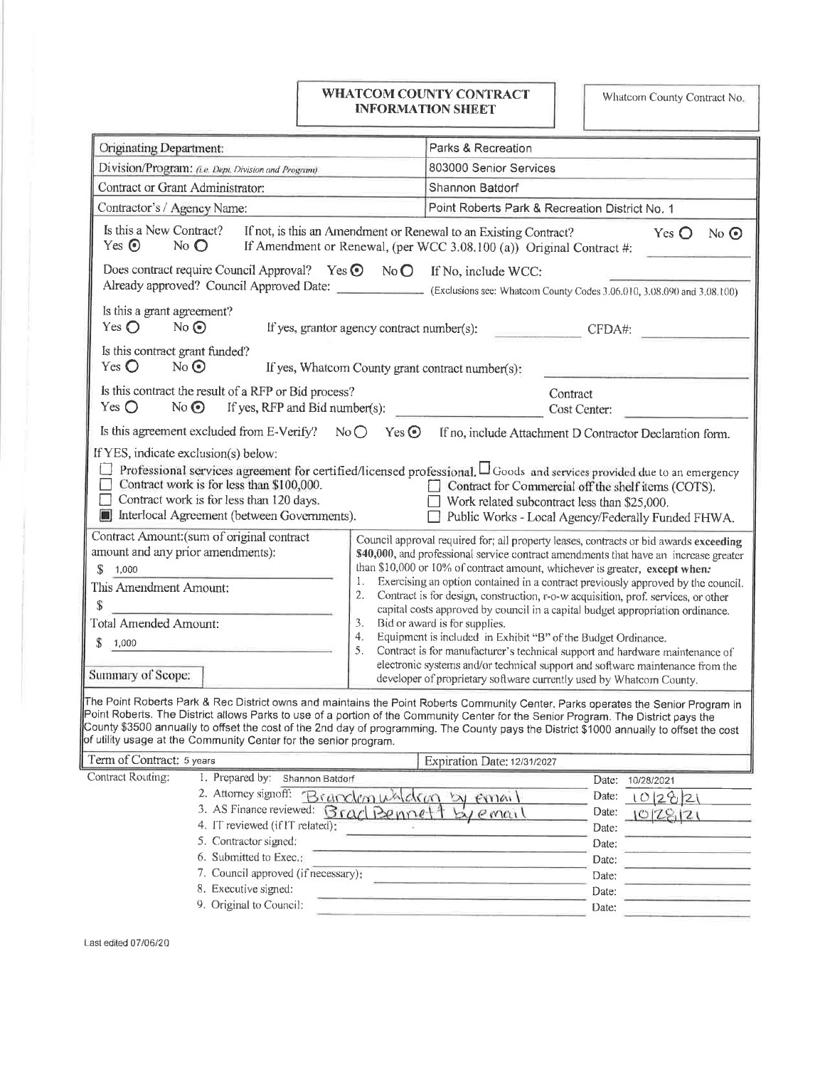# WHATCOM COUNTY CONTRACT INFORMATION SHEET

Whatcom County Contract No.

| | |
|---|---|
| Originating Department: | Parks & Recreation |
| Division/Program: *(i.e. Dept. Division and Program)* | 803000 Senior Services |
| Contract or Grant Administrator: | Shannon Batdorf |
| Contractor's / Agency Name: | Point Roberts Park & Recreation District No. 1 |

Is this a New Contract? Yes ● No ○ — If not, is this an Amendment or Renewal to an Existing Contract? Yes ○ No ●
If Amendment or Renewal, (per WCC 3.08.100 (a)) Original Contract #:

Does contract require Council Approval? Yes ● No ○ — If No, include WCC:
Already approved? Council Approved Date: (Exclusions see: Whatcom County Codes 3.06.010, 3.08.090 and 3.08.100)

Is this a grant agreement?
Yes ○ No ● — If yes, grantor agency contract number(s): CFDA#:

Is this contract grant funded?
Yes ○ No ● — If yes, Whatcom County grant contract number(s):

Is this contract the result of a RFP or Bid process?
Yes ○ No ● — If yes, RFP and Bid number(s): Contract Cost Center:

Is this agreement excluded from E-Verify? No ○ Yes ● — If no, include Attachment D Contractor Declaration form.

If YES, indicate exclusion(s) below:

- ☐ Professional services agreement for certified/licensed professional.
- ☐ Goods and services provided due to an emergency
- ☐ Contract work is for less than $100,000.
- ☐ Contract for Commercial off the shelf items (COTS).
- ☐ Contract work is for less than 120 days.
- ☐ Work related subcontract less than $25,000.
- ■ Interlocal Agreement (between Governments).
- ☐ Public Works - Local Agency/Federally Funded FHWA.

Contract Amount:(sum of original contract amount and any prior amendments):
$ 1,000

This Amendment Amount:
$

Total Amended Amount:
$ 1,000

Council approval required for; all property leases, contracts or bid awards **exceeding $40,000**, and professional service contract amendments that have an increase greater than $10,000 or 10% of contract amount, whichever is greater, ***except when:***

1. Exercising an option contained in a contract previously approved by the council.
2. Contract is for design, construction, r-o-w acquisition, prof. services, or other capital costs approved by council in a capital budget appropriation ordinance.
3. Bid or award is for supplies.
4. Equipment is included in Exhibit "B" of the Budget Ordinance.
5. Contract is for manufacturer's technical support and hardware maintenance of electronic systems and/or technical support and software maintenance from the developer of proprietary software currently used by Whatcom County.

Summary of Scope:

The Point Roberts Park & Rec District owns and maintains the Point Roberts Community Center. Parks operates the Senior Program in Point Roberts. The District allows Parks to use of a portion of the Community Center for the Senior Program. The District pays the County $3500 annually to offset the cost of the 2nd day of programming. The County pays the District $1000 annually to offset the cost of utility usage at the Community Center for the senior program.

Term of Contract: 5 years | Expiration Date: 12/31/2027

Contract Routing:

| Step | Name | Date |
|---|---|---|
| 1. Prepared by: | Shannon Batdorf | 10/28/2021 |
| 2. Attorney signoff: | Brandon Waldron by email | 10/28/21 |
| 3. AS Finance reviewed: | Brad Bennett by email | 10/28/21 |
| 4. IT reviewed (if IT related): | | |
| 5. Contractor signed: | | |
| 6. Submitted to Exec.: | | |
| 7. Council approved (if necessary): | | |
| 8. Executive signed: | | |
| 9. Original to Council: | | |

Last edited 07/06/20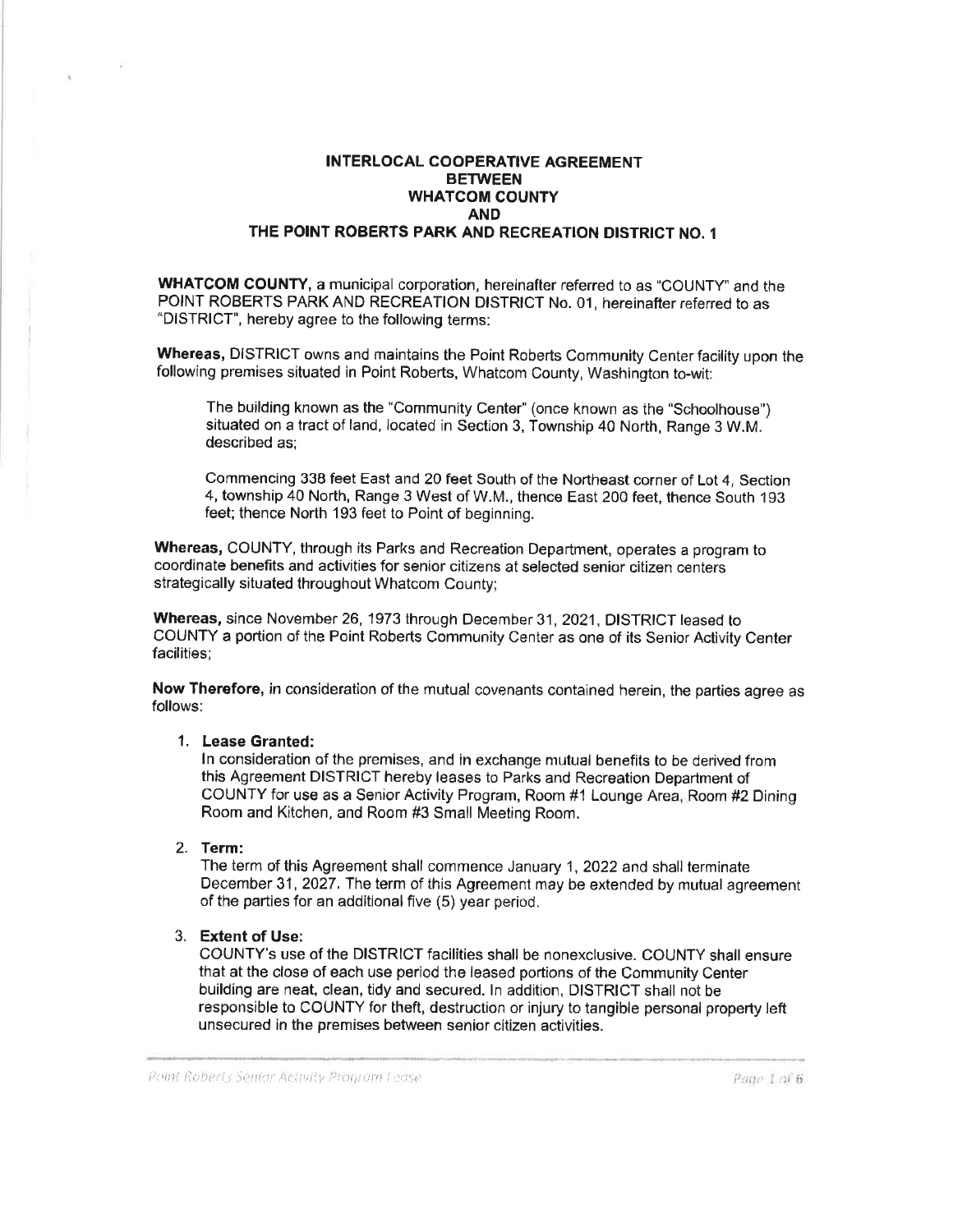**INTERLOCAL COOPERATIVE AGREEMENT**
**BETWEEN**
**WHATCOM COUNTY**
**AND**
**THE POINT ROBERTS PARK AND RECREATION DISTRICT NO. 1**

**WHATCOM COUNTY,** a municipal corporation, hereinafter referred to as "COUNTY" and the POINT ROBERTS PARK AND RECREATION DISTRICT No. 01, hereinafter referred to as "DISTRICT", hereby agree to the following terms:

**Whereas,** DISTRICT owns and maintains the Point Roberts Community Center facility upon the following premises situated in Point Roberts, Whatcom County, Washington to-wit:

> The building known as the "Community Center" (once known as the "Schoolhouse") situated on a tract of land, located in Section 3, Township 40 North, Range 3 W.M. described as;
>
> Commencing 338 feet East and 20 feet South of the Northeast corner of Lot 4, Section 4, township 40 North, Range 3 West of W.M., thence East 200 feet, thence South 193 feet; thence North 193 feet to Point of beginning.

**Whereas,** COUNTY, through its Parks and Recreation Department, operates a program to coordinate benefits and activities for senior citizens at selected senior citizen centers strategically situated throughout Whatcom County;

**Whereas,** since November 26, 1973 through December 31, 2021, DISTRICT leased to COUNTY a portion of the Point Roberts Community Center as one of its Senior Activity Center facilities;

**Now Therefore,** in consideration of the mutual covenants contained herein, the parties agree as follows:

1. **Lease Granted:**
   In consideration of the premises, and in exchange mutual benefits to be derived from this Agreement DISTRICT hereby leases to Parks and Recreation Department of COUNTY for use as a Senior Activity Program, Room #1 Lounge Area, Room #2 Dining Room and Kitchen, and Room #3 Small Meeting Room.

2. **Term:**
   The term of this Agreement shall commence January 1, 2022 and shall terminate December 31, 2027. The term of this Agreement may be extended by mutual agreement of the parties for an additional five (5) year period.

3. **Extent of Use:**
   COUNTY's use of the DISTRICT facilities shall be nonexclusive. COUNTY shall ensure that at the close of each use period the leased portions of the Community Center building are neat, clean, tidy and secured. In addition, DISTRICT shall not be responsible to COUNTY for theft, destruction or injury to tangible personal property left unsecured in the premises between senior citizen activities.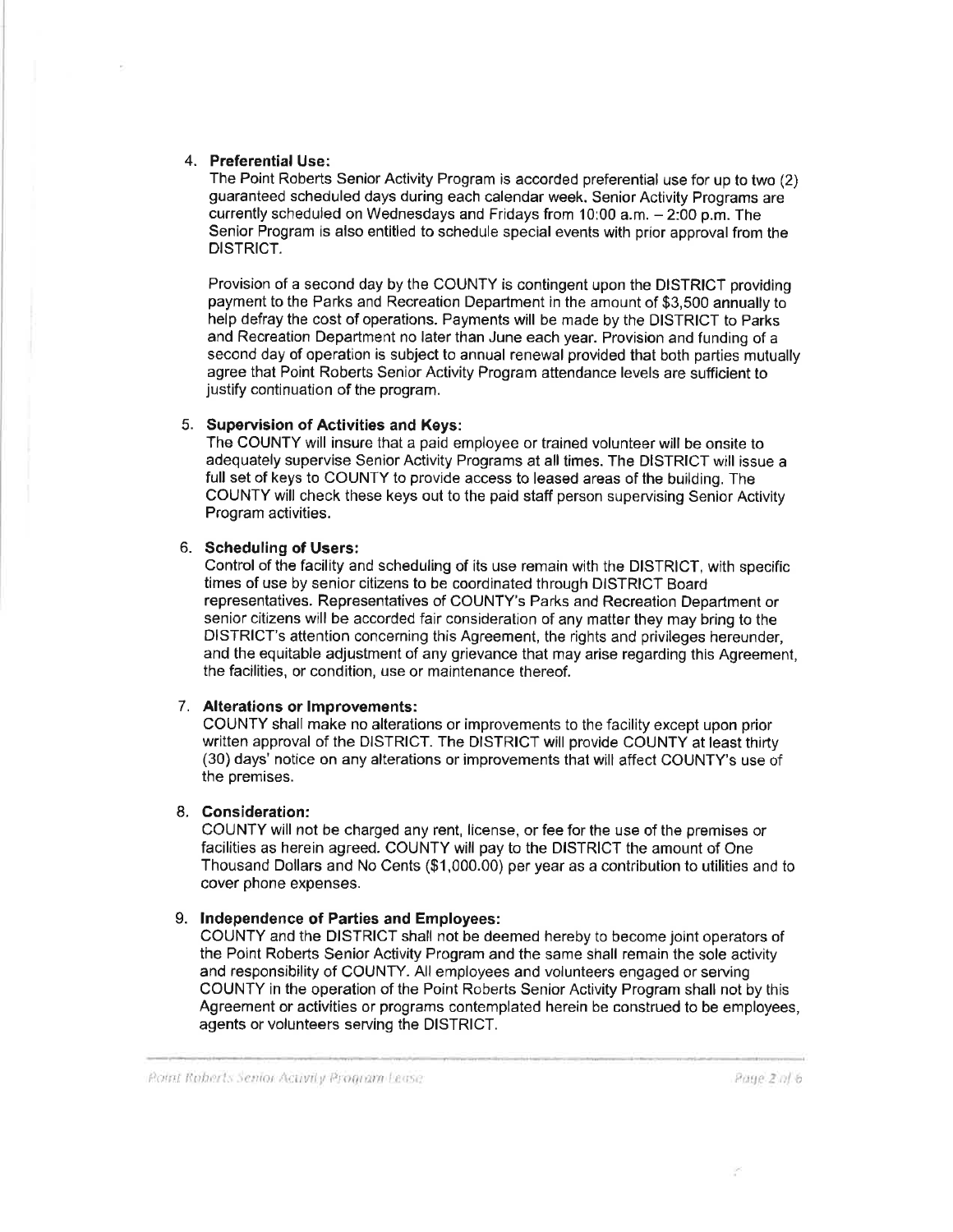4. **Preferential Use:**
   The Point Roberts Senior Activity Program is accorded preferential use for up to two (2) guaranteed scheduled days during each calendar week. Senior Activity Programs are currently scheduled on Wednesdays and Fridays from 10:00 a.m. – 2:00 p.m. The Senior Program is also entitled to schedule special events with prior approval from the DISTRICT.

   Provision of a second day by the COUNTY is contingent upon the DISTRICT providing payment to the Parks and Recreation Department in the amount of $3,500 annually to help defray the cost of operations. Payments will be made by the DISTRICT to Parks and Recreation Department no later than June each year. Provision and funding of a second day of operation is subject to annual renewal provided that both parties mutually agree that Point Roberts Senior Activity Program attendance levels are sufficient to justify continuation of the program.

5. **Supervision of Activities and Keys:**
   The COUNTY will insure that a paid employee or trained volunteer will be onsite to adequately supervise Senior Activity Programs at all times. The DISTRICT will issue a full set of keys to COUNTY to provide access to leased areas of the building. The COUNTY will check these keys out to the paid staff person supervising Senior Activity Program activities.

6. **Scheduling of Users:**
   Control of the facility and scheduling of its use remain with the DISTRICT, with specific times of use by senior citizens to be coordinated through DISTRICT Board representatives. Representatives of COUNTY's Parks and Recreation Department or senior citizens will be accorded fair consideration of any matter they may bring to the DISTRICT's attention concerning this Agreement, the rights and privileges hereunder, and the equitable adjustment of any grievance that may arise regarding this Agreement, the facilities, or condition, use or maintenance thereof.

7. **Alterations or Improvements:**
   COUNTY shall make no alterations or improvements to the facility except upon prior written approval of the DISTRICT. The DISTRICT will provide COUNTY at least thirty (30) days' notice on any alterations or improvements that will affect COUNTY's use of the premises.

8. **Consideration:**
   COUNTY will not be charged any rent, license, or fee for the use of the premises or facilities as herein agreed. COUNTY will pay to the DISTRICT the amount of One Thousand Dollars and No Cents ($1,000.00) per year as a contribution to utilities and to cover phone expenses.

9. **Independence of Parties and Employees:**
   COUNTY and the DISTRICT shall not be deemed hereby to become joint operators of the Point Roberts Senior Activity Program and the same shall remain the sole activity and responsibility of COUNTY. All employees and volunteers engaged or serving COUNTY in the operation of the Point Roberts Senior Activity Program shall not by this Agreement or activities or programs contemplated herein be construed to be employees, agents or volunteers serving the DISTRICT.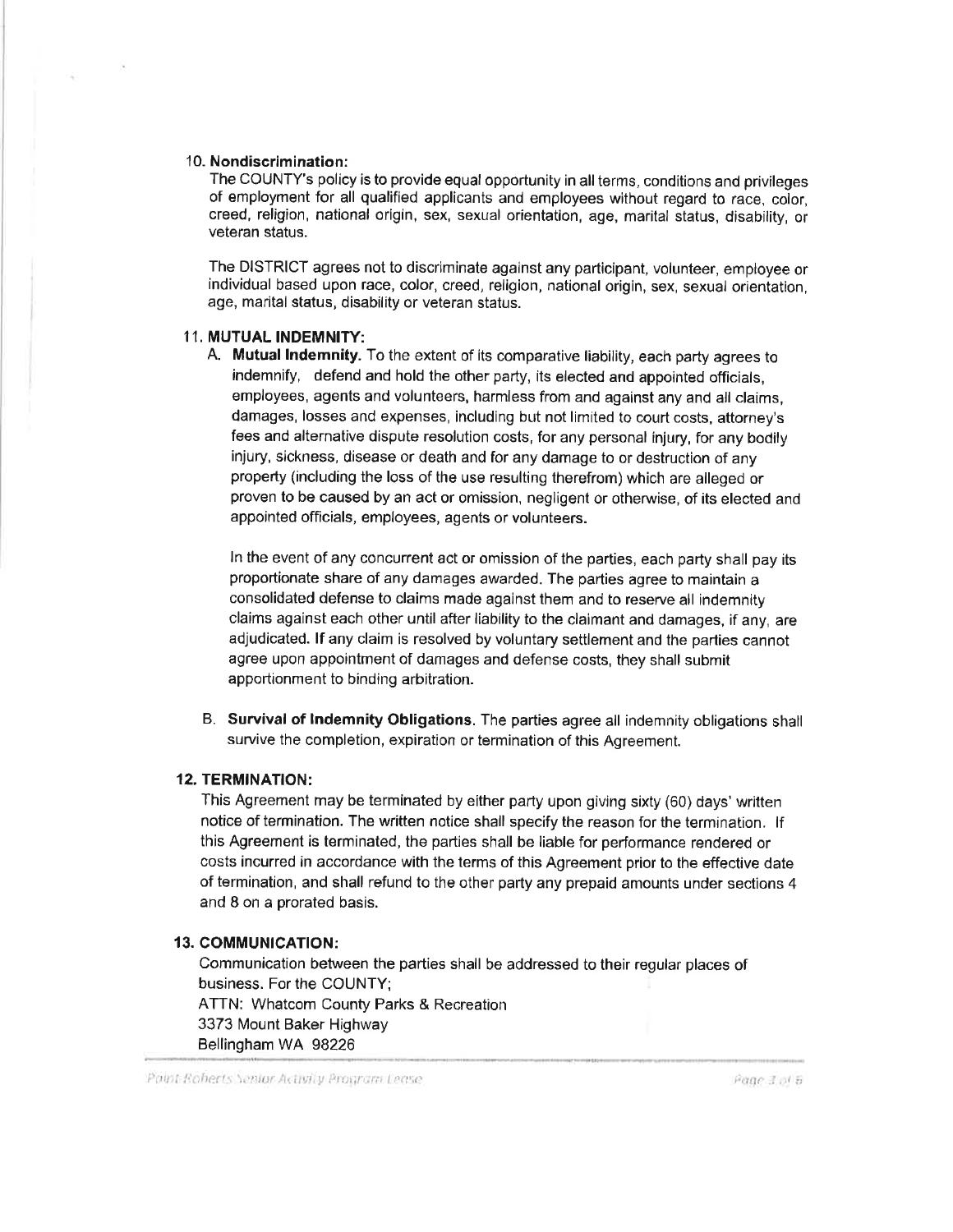10. **Nondiscrimination:**

The COUNTY's policy is to provide equal opportunity in all terms, conditions and privileges of employment for all qualified applicants and employees without regard to race, color, creed, religion, national origin, sex, sexual orientation, age, marital status, disability, or veteran status.

The DISTRICT agrees not to discriminate against any participant, volunteer, employee or individual based upon race, color, creed, religion, national origin, sex, sexual orientation, age, marital status, disability or veteran status.

11. **MUTUAL INDEMNITY:**

A. **Mutual Indemnity.** To the extent of its comparative liability, each party agrees to indemnify, defend and hold the other party, its elected and appointed officials, employees, agents and volunteers, harmless from and against any and all claims, damages, losses and expenses, including but not limited to court costs, attorney's fees and alternative dispute resolution costs, for any personal injury, for any bodily injury, sickness, disease or death and for any damage to or destruction of any property (including the loss of the use resulting therefrom) which are alleged or proven to be caused by an act or omission, negligent or otherwise, of its elected and appointed officials, employees, agents or volunteers.

In the event of any concurrent act or omission of the parties, each party shall pay its proportionate share of any damages awarded. The parties agree to maintain a consolidated defense to claims made against them and to reserve all indemnity claims against each other until after liability to the claimant and damages, if any, are adjudicated. If any claim is resolved by voluntary settlement and the parties cannot agree upon appointment of damages and defense costs, they shall submit apportionment to binding arbitration.

B. **Survival of Indemnity Obligations.** The parties agree all indemnity obligations shall survive the completion, expiration or termination of this Agreement.

12. **TERMINATION:**

This Agreement may be terminated by either party upon giving sixty (60) days' written notice of termination. The written notice shall specify the reason for the termination. If this Agreement is terminated, the parties shall be liable for performance rendered or costs incurred in accordance with the terms of this Agreement prior to the effective date of termination, and shall refund to the other party any prepaid amounts under sections 4 and 8 on a prorated basis.

13. **COMMUNICATION:**

Communication between the parties shall be addressed to their regular places of business. For the COUNTY;
ATTN: Whatcom County Parks & Recreation
3373 Mount Baker Highway
Bellingham WA 98226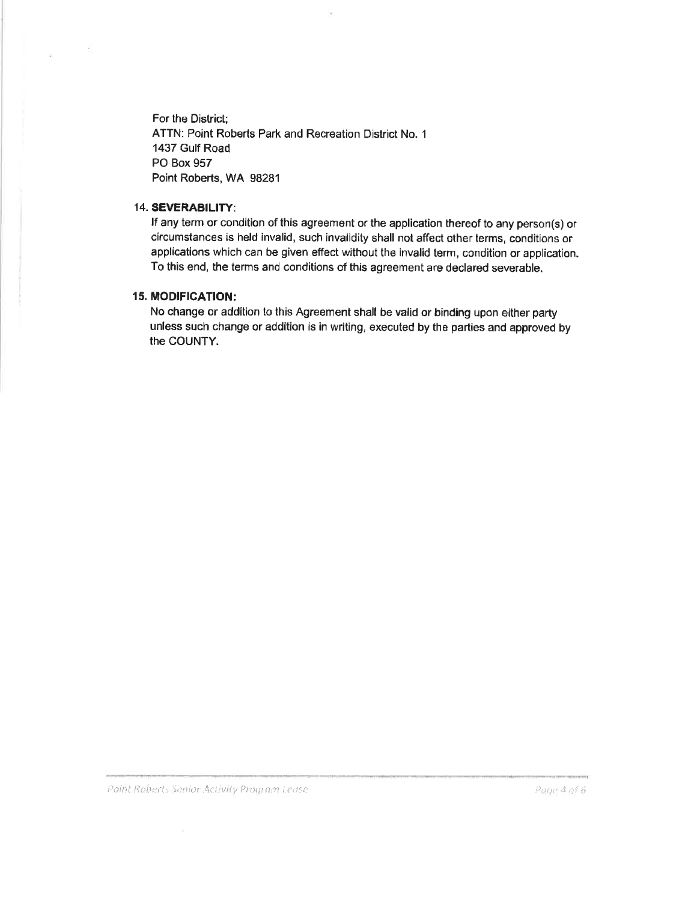For the District;
ATTN: Point Roberts Park and Recreation District No. 1
1437 Gulf Road
PO Box 957
Point Roberts, WA 98281

14. **SEVERABILITY**:

If any term or condition of this agreement or the application thereof to any person(s) or circumstances is held invalid, such invalidity shall not affect other terms, conditions or applications which can be given effect without the invalid term, condition or application. To this end, the terms and conditions of this agreement are declared severable.

15. **MODIFICATION:**

No change or addition to this Agreement shall be valid or binding upon either party unless such change or addition is in writing, executed by the parties and approved by the COUNTY.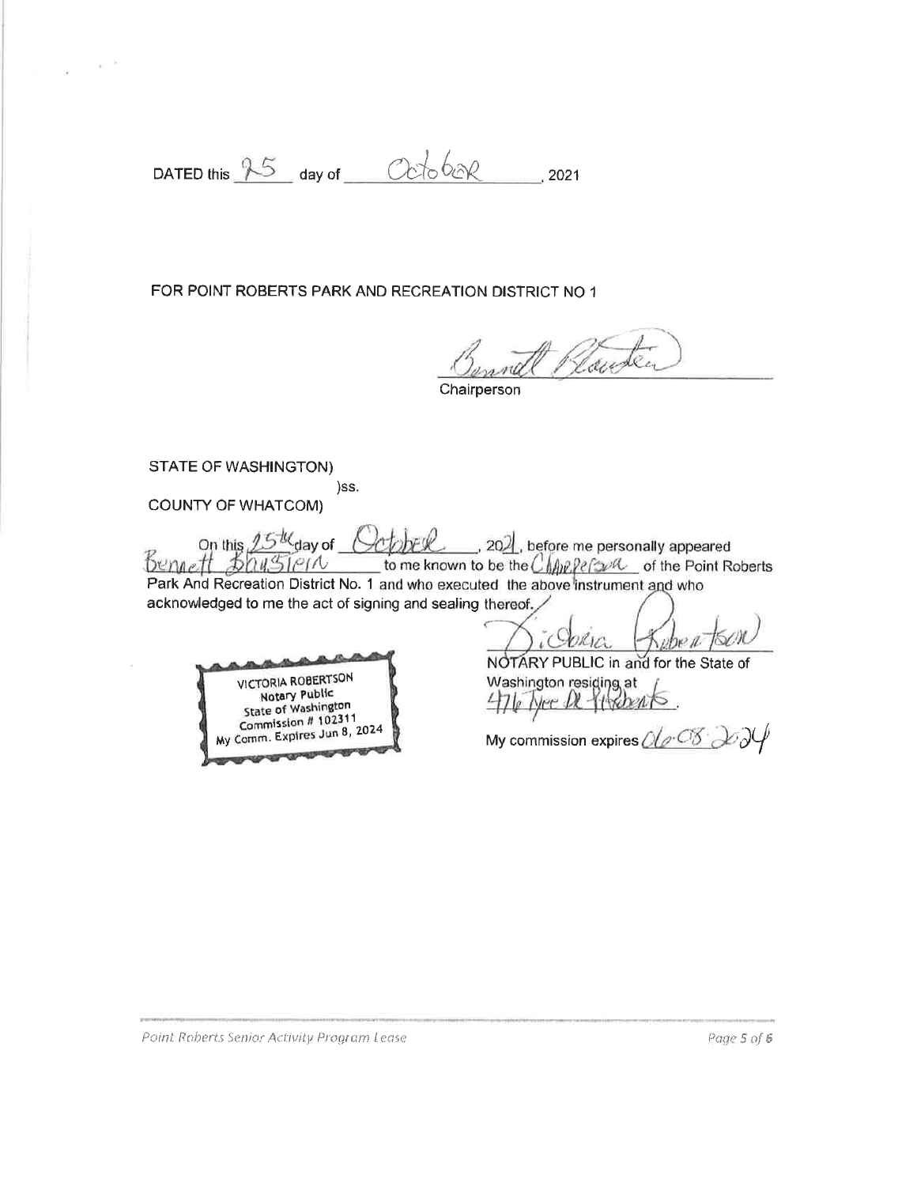DATED this 25 day of October, 2021

FOR POINT ROBERTS PARK AND RECREATION DISTRICT NO 1

Bennett Blaustein

Chairperson

STATE OF WASHINGTON)

)ss.

COUNTY OF WHATCOM)

On this 25th day of October, 2021, before me personally appeared Bennett Blaustein to me known to be the Chairperson of the Point Roberts Park And Recreation District No. 1 and who executed the above instrument and who acknowledged to me the act of signing and sealing thereof.

VICTORIA ROBERTSON
Notary Public
State of Washington
Commission # 102311
My Comm. Expires Jun 8, 2024

Victoria Robertson

NOTARY PUBLIC in and for the State of Washington residing at 476 Tyee Dr Pt Roberts.

My commission expires 06-08-2024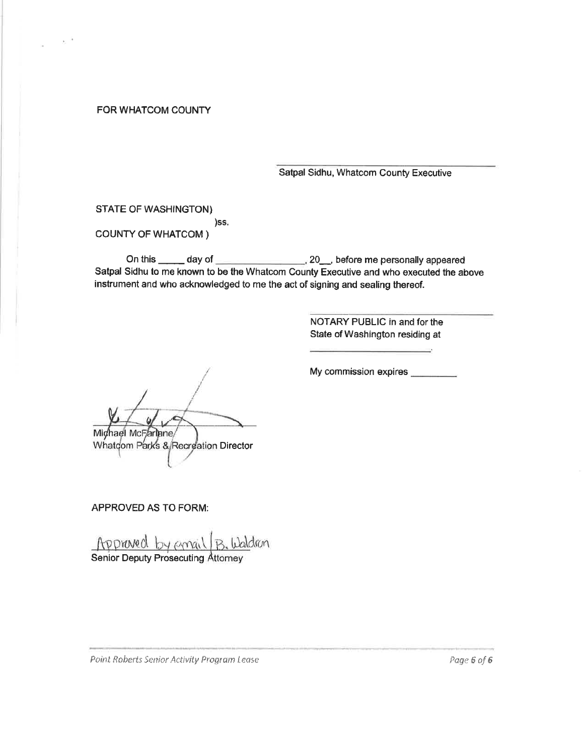FOR WHATCOM COUNTY

\_\_\_\_\_\_\_\_\_\_\_\_\_\_\_\_\_\_\_\_\_\_\_\_\_\_\_\_\_\_\_\_\_\_\_\_\_\_

Satpal Sidhu, Whatcom County Executive

STATE OF WASHINGTON)
)ss.
COUNTY OF WHATCOM )

On this \_\_\_\_\_ day of \_\_\_\_\_\_\_\_\_\_\_\_\_\_\_\_, 20\_\_, before me personally appeared Satpal Sidhu to me known to be the Whatcom County Executive and who executed the above instrument and who acknowledged to me the act of signing and sealing thereof.

\_\_\_\_\_\_\_\_\_\_\_\_\_\_\_\_\_\_\_\_\_\_\_\_\_\_\_\_\_\_\_\_\_\_\_\_\_\_

NOTARY PUBLIC in and for the State of Washington residing at

\_\_\_\_\_\_\_\_\_\_\_\_\_\_\_\_\_\_\_\_\_\_\_\_.

My commission expires \_\_\_\_\_\_\_\_\_

Michael McFarlane
Whatcom Parks & Recreation Director

APPROVED AS TO FORM:

Approved by email | B. Waldron
Senior Deputy Prosecuting Attorney